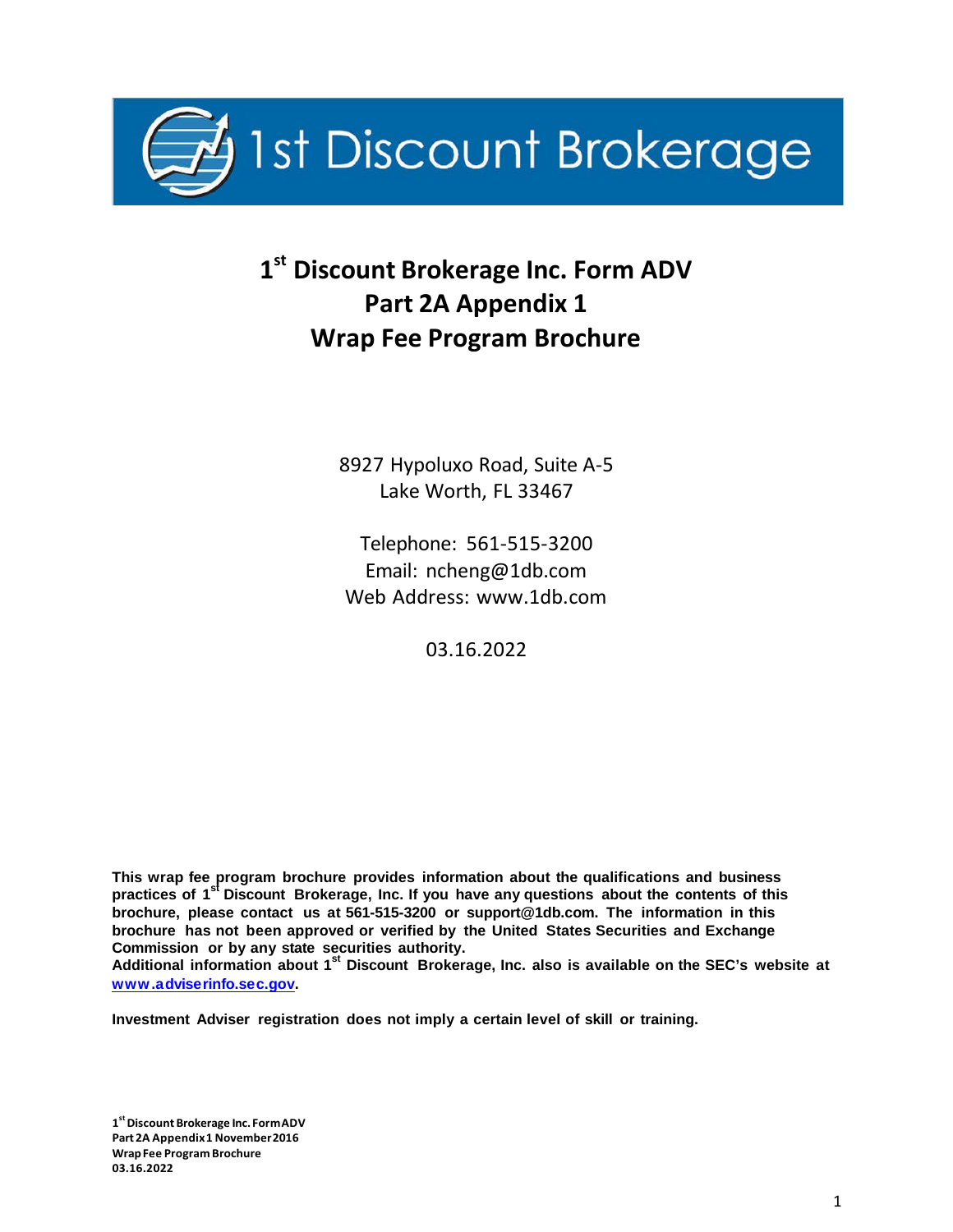1st Discount Brokerage

# 1st Discount Brokerage Inc. Form ADV Part 2A Appendix 1 Wrap Fee Program Brochure

8927 Hypoluxo Road, Suite A-5
Lake Worth, FL 33467

Telephone: 561-515-3200
Email: ncheng@1db.com
Web Address: www.1db.com

03.16.2022

**This wrap fee program brochure provides information about the qualifications and business practices of 1st Discount Brokerage, Inc. If you have any questions about the contents of this brochure, please contact us at 561-515-3200 or support@1db.com. The information in this brochure has not been approved or verified by the United States Securities and Exchange Commission or by any state securities authority.**
**Additional information about 1st Discount Brokerage, Inc. also is available on the SEC's website at [www.adviserinfo.sec.gov](http://www.adviserinfo.sec.gov).**

**Investment Adviser registration does not imply a certain level of skill or training.**

**1st Discount Brokerage Inc. Form ADV Part 2A Appendix 1 November 2016 Wrap Fee Program Brochure 03.16.2022**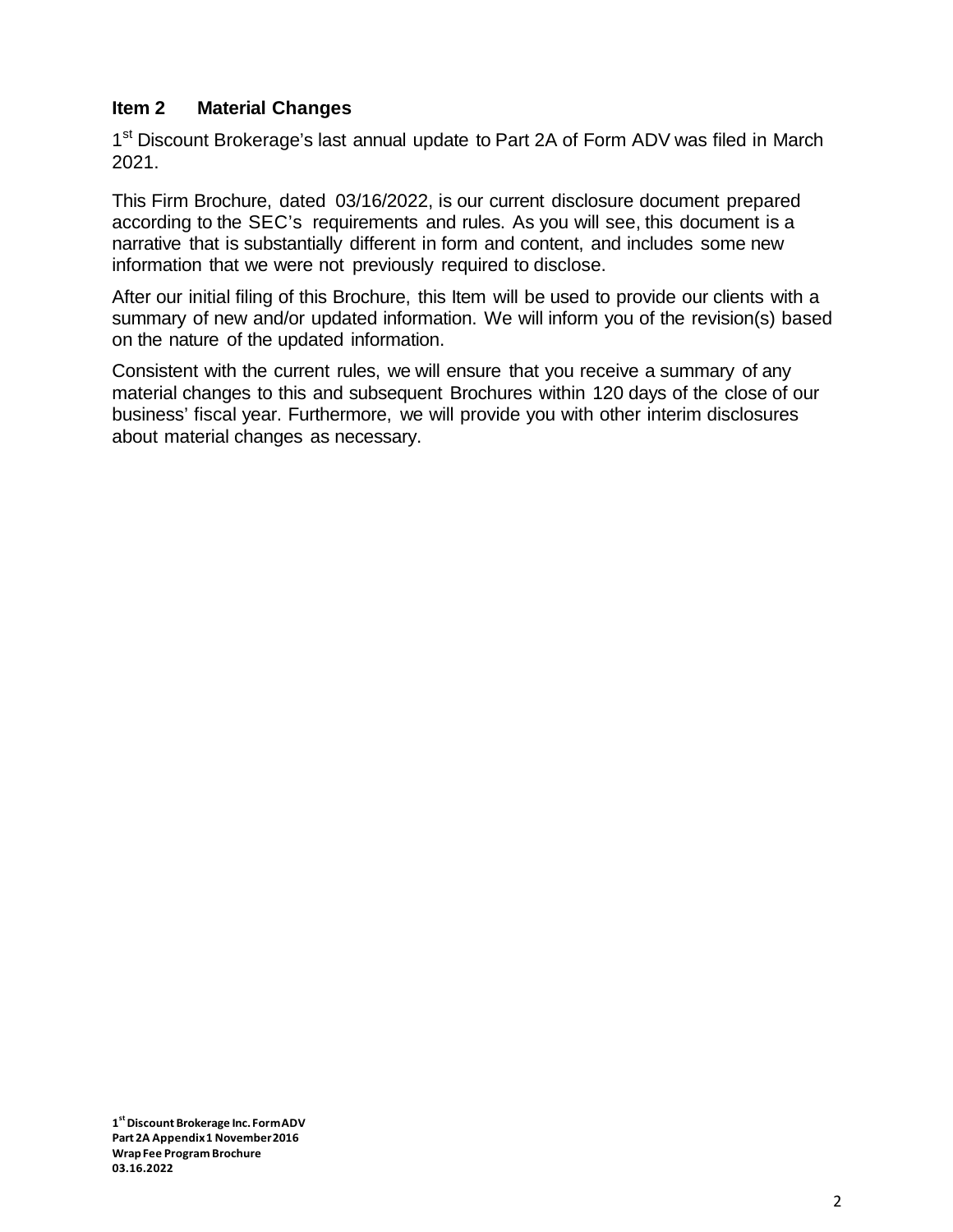## Item 2 Material Changes

1st Discount Brokerage's last annual update to Part 2A of Form ADV was filed in March 2021.

This Firm Brochure, dated 03/16/2022, is our current disclosure document prepared according to the SEC's requirements and rules. As you will see, this document is a narrative that is substantially different in form and content, and includes some new information that we were not previously required to disclose.

After our initial filing of this Brochure, this Item will be used to provide our clients with a summary of new and/or updated information. We will inform you of the revision(s) based on the nature of the updated information.

Consistent with the current rules, we will ensure that you receive a summary of any material changes to this and subsequent Brochures within 120 days of the close of our business' fiscal year. Furthermore, we will provide you with other interim disclosures about material changes as necessary.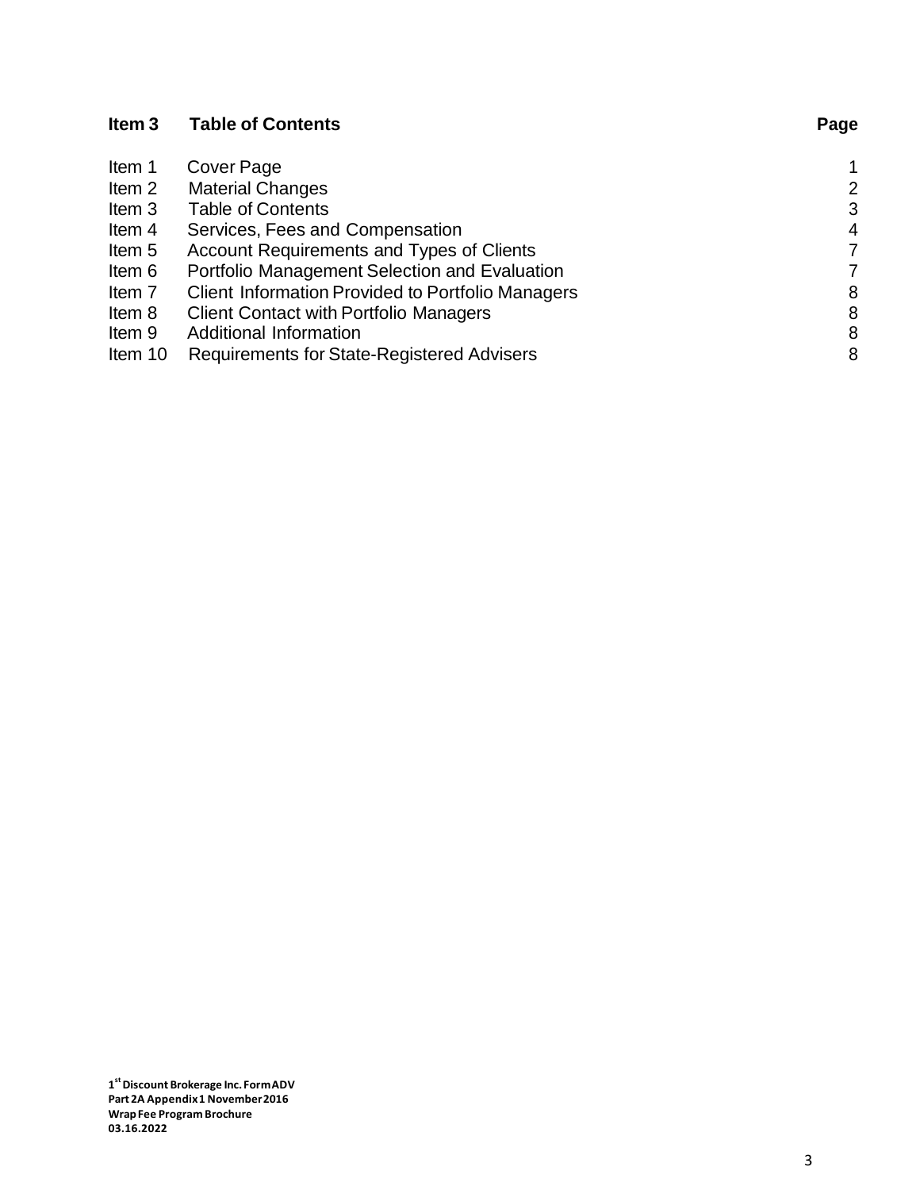## Item 3 Table of Contents

| | | Page |
|---|---|---|
| Item 1 | Cover Page | 1 |
| Item 2 | Material Changes | 2 |
| Item 3 | Table of Contents | 3 |
| Item 4 | Services, Fees and Compensation | 4 |
| Item 5 | Account Requirements and Types of Clients | 7 |
| Item 6 | Portfolio Management Selection and Evaluation | 7 |
| Item 7 | Client Information Provided to Portfolio Managers | 8 |
| Item 8 | Client Contact with Portfolio Managers | 8 |
| Item 9 | Additional Information | 8 |
| Item 10 | Requirements for State-Registered Advisers | 8 |

**1st Discount Brokerage Inc. Form ADV Part 2A Appendix 1 November 2016 Wrap Fee Program Brochure 03.16.2022**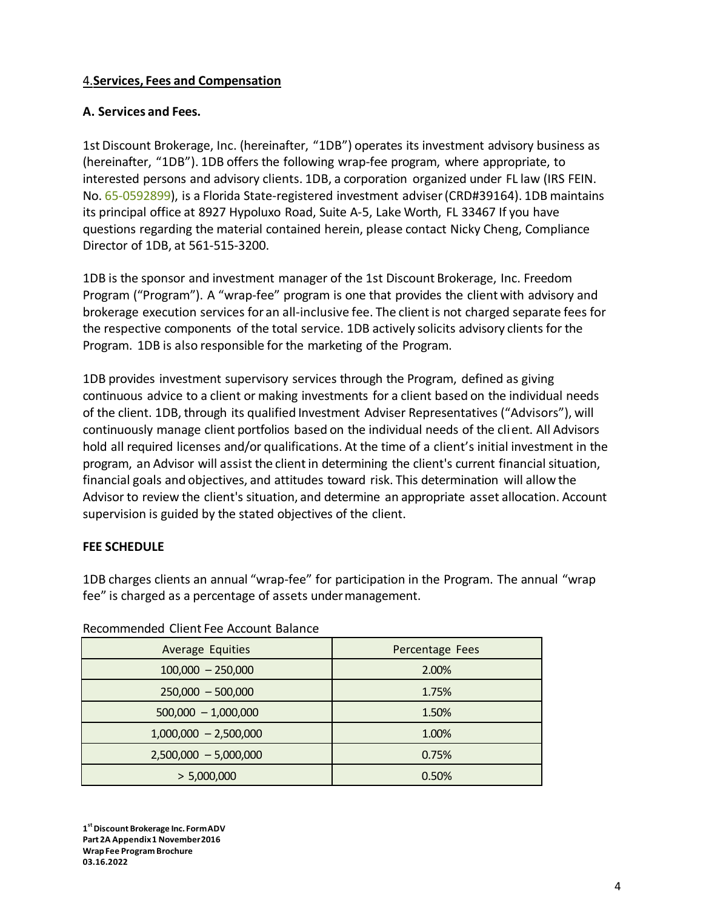## 4.**Services, Fees and Compensation**

### A. Services and Fees.

1st Discount Brokerage, Inc. (hereinafter, "1DB") operates its investment advisory business as (hereinafter, "1DB"). 1DB offers the following wrap-fee program, where appropriate, to interested persons and advisory clients. 1DB, a corporation organized under FL law (IRS FEIN. No. 65-0592899), is a Florida State-registered investment adviser (CRD#39164). 1DB maintains its principal office at 8927 Hypoluxo Road, Suite A-5, Lake Worth, FL 33467 If you have questions regarding the material contained herein, please contact Nicky Cheng, Compliance Director of 1DB, at 561-515-3200.

1DB is the sponsor and investment manager of the 1st Discount Brokerage, Inc. Freedom Program ("Program"). A "wrap-fee" program is one that provides the client with advisory and brokerage execution services for an all-inclusive fee. The client is not charged separate fees for the respective components of the total service. 1DB actively solicits advisory clients for the Program. 1DB is also responsible for the marketing of the Program.

1DB provides investment supervisory services through the Program, defined as giving continuous advice to a client or making investments for a client based on the individual needs of the client. 1DB, through its qualified Investment Adviser Representatives ("Advisors"), will continuously manage client portfolios based on the individual needs of the client. All Advisors hold all required licenses and/or qualifications. At the time of a client's initial investment in the program, an Advisor will assist the client in determining the client's current financial situation, financial goals and objectives, and attitudes toward risk. This determination will allow the Advisor to review the client's situation, and determine an appropriate asset allocation. Account supervision is guided by the stated objectives of the client.

**FEE SCHEDULE**

1DB charges clients an annual "wrap-fee" for participation in the Program. The annual "wrap fee" is charged as a percentage of assets under management.

Recommended Client Fee Account Balance

| Average Equities | Percentage Fees |
|---|---|
| 100,000 – 250,000 | 2.00% |
| 250,000 – 500,000 | 1.75% |
| 500,000 – 1,000,000 | 1.50% |
| 1,000,000 – 2,500,000 | 1.00% |
| 2,500,000 – 5,000,000 | 0.75% |
| > 5,000,000 | 0.50% |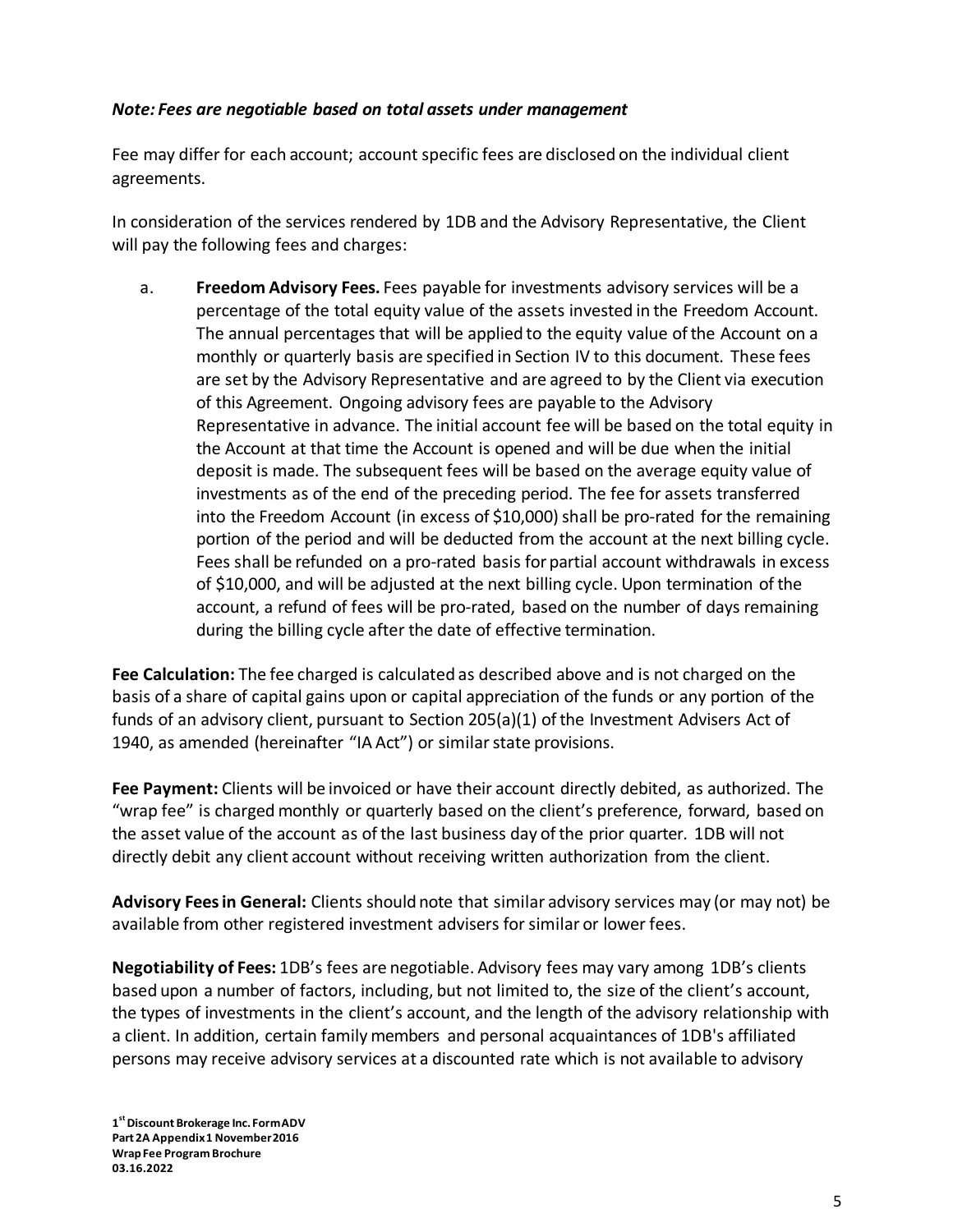***Note: Fees are negotiable based on total assets under management***

Fee may differ for each account; account specific fees are disclosed on the individual client agreements.

In consideration of the services rendered by 1DB and the Advisory Representative, the Client will pay the following fees and charges:

a. **Freedom Advisory Fees.** Fees payable for investments advisory services will be a percentage of the total equity value of the assets invested in the Freedom Account. The annual percentages that will be applied to the equity value of the Account on a monthly or quarterly basis are specified in Section IV to this document. These fees are set by the Advisory Representative and are agreed to by the Client via execution of this Agreement. Ongoing advisory fees are payable to the Advisory Representative in advance. The initial account fee will be based on the total equity in the Account at that time the Account is opened and will be due when the initial deposit is made. The subsequent fees will be based on the average equity value of investments as of the end of the preceding period. The fee for assets transferred into the Freedom Account (in excess of $10,000) shall be pro-rated for the remaining portion of the period and will be deducted from the account at the next billing cycle. Fees shall be refunded on a pro-rated basis for partial account withdrawals in excess of $10,000, and will be adjusted at the next billing cycle. Upon termination of the account, a refund of fees will be pro-rated, based on the number of days remaining during the billing cycle after the date of effective termination.

**Fee Calculation:** The fee charged is calculated as described above and is not charged on the basis of a share of capital gains upon or capital appreciation of the funds or any portion of the funds of an advisory client, pursuant to Section 205(a)(1) of the Investment Advisers Act of 1940, as amended (hereinafter "IA Act") or similar state provisions.

**Fee Payment:** Clients will be invoiced or have their account directly debited, as authorized. The "wrap fee" is charged monthly or quarterly based on the client's preference, forward, based on the asset value of the account as of the last business day of the prior quarter. 1DB will not directly debit any client account without receiving written authorization from the client.

**Advisory Fees in General:** Clients should note that similar advisory services may (or may not) be available from other registered investment advisers for similar or lower fees.

**Negotiability of Fees:** 1DB's fees are negotiable. Advisory fees may vary among 1DB's clients based upon a number of factors, including, but not limited to, the size of the client's account, the types of investments in the client's account, and the length of the advisory relationship with a client. In addition, certain family members and personal acquaintances of 1DB's affiliated persons may receive advisory services at a discounted rate which is not available to advisory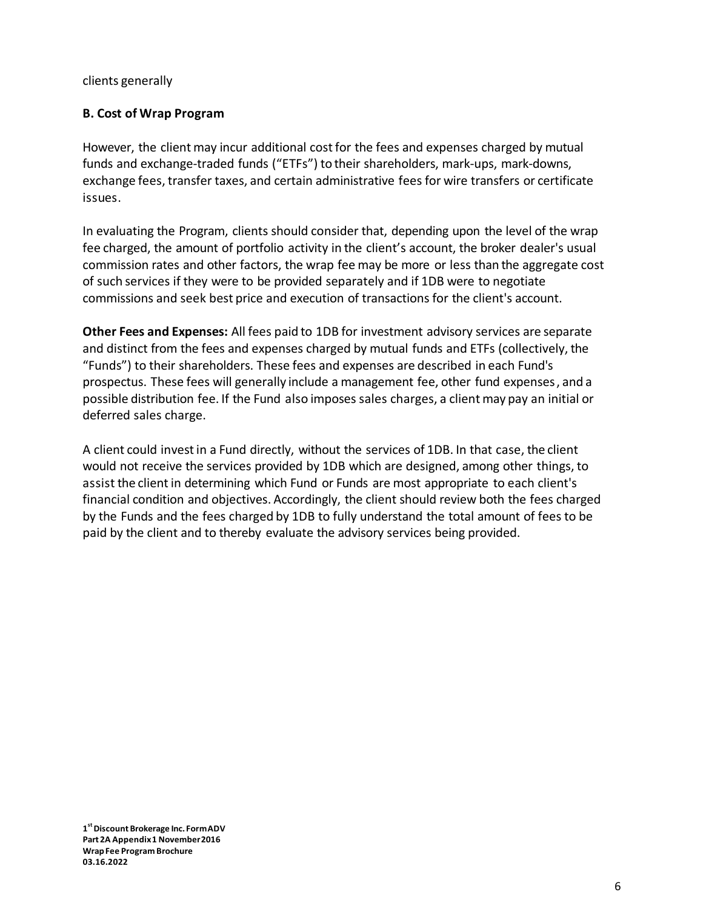clients generally

**B. Cost of Wrap Program**

However, the client may incur additional cost for the fees and expenses charged by mutual funds and exchange-traded funds ("ETFs") to their shareholders, mark-ups, mark-downs, exchange fees, transfer taxes, and certain administrative fees for wire transfers or certificate issues.

In evaluating the Program, clients should consider that, depending upon the level of the wrap fee charged, the amount of portfolio activity in the client's account, the broker dealer's usual commission rates and other factors, the wrap fee may be more or less than the aggregate cost of such services if they were to be provided separately and if 1DB were to negotiate commissions and seek best price and execution of transactions for the client's account.

**Other Fees and Expenses:** All fees paid to 1DB for investment advisory services are separate and distinct from the fees and expenses charged by mutual funds and ETFs (collectively, the "Funds") to their shareholders. These fees and expenses are described in each Fund's prospectus. These fees will generally include a management fee, other fund expenses, and a possible distribution fee. If the Fund also imposes sales charges, a client may pay an initial or deferred sales charge.

A client could invest in a Fund directly, without the services of 1DB. In that case, the client would not receive the services provided by 1DB which are designed, among other things, to assist the client in determining which Fund or Funds are most appropriate to each client's financial condition and objectives. Accordingly, the client should review both the fees charged by the Funds and the fees charged by 1DB to fully understand the total amount of fees to be paid by the client and to thereby evaluate the advisory services being provided.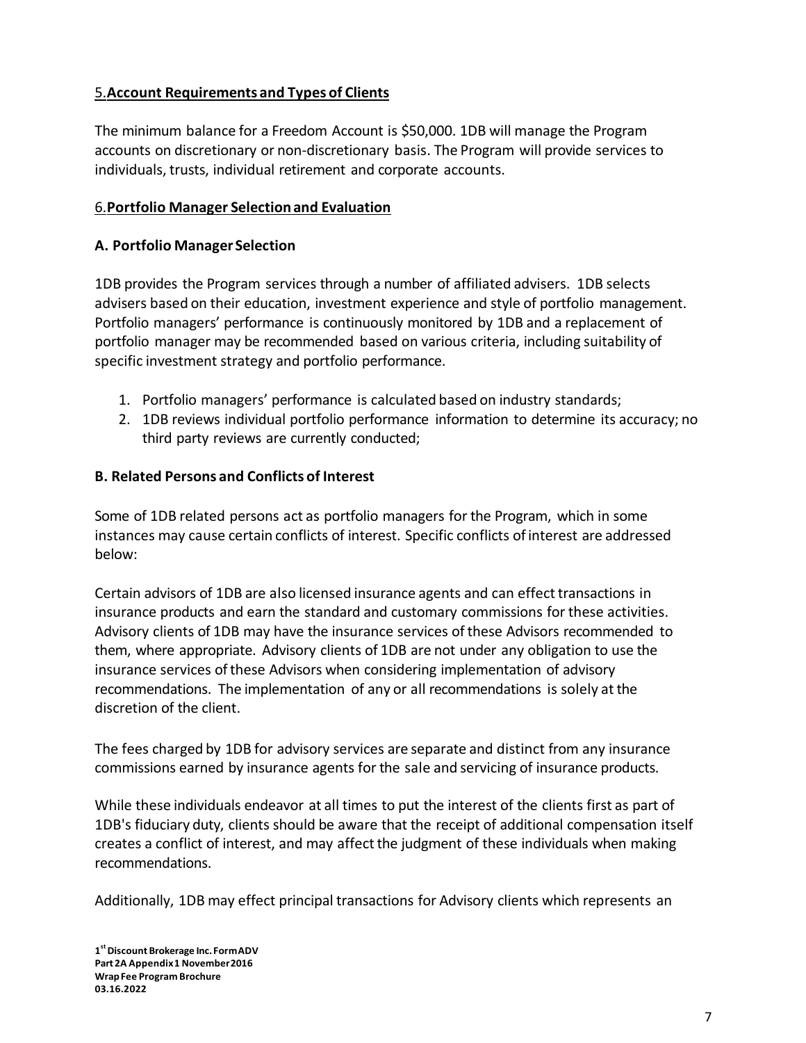## 5. **Account Requirements and Types of Clients**

The minimum balance for a Freedom Account is $50,000. 1DB will manage the Program accounts on discretionary or non-discretionary basis. The Program will provide services to individuals, trusts, individual retirement and corporate accounts.

## 6. **Portfolio Manager Selection and Evaluation**

### A. Portfolio Manager Selection

1DB provides the Program services through a number of affiliated advisers. 1DB selects advisers based on their education, investment experience and style of portfolio management. Portfolio managers' performance is continuously monitored by 1DB and a replacement of portfolio manager may be recommended based on various criteria, including suitability of specific investment strategy and portfolio performance.

1. Portfolio managers' performance is calculated based on industry standards;
2. 1DB reviews individual portfolio performance information to determine its accuracy; no third party reviews are currently conducted;

### B. Related Persons and Conflicts of Interest

Some of 1DB related persons act as portfolio managers for the Program, which in some instances may cause certain conflicts of interest. Specific conflicts of interest are addressed below:

Certain advisors of 1DB are also licensed insurance agents and can effect transactions in insurance products and earn the standard and customary commissions for these activities. Advisory clients of 1DB may have the insurance services of these Advisors recommended to them, where appropriate. Advisory clients of 1DB are not under any obligation to use the insurance services of these Advisors when considering implementation of advisory recommendations. The implementation of any or all recommendations is solely at the discretion of the client.

The fees charged by 1DB for advisory services are separate and distinct from any insurance commissions earned by insurance agents for the sale and servicing of insurance products.

While these individuals endeavor at all times to put the interest of the clients first as part of 1DB's fiduciary duty, clients should be aware that the receipt of additional compensation itself creates a conflict of interest, and may affect the judgment of these individuals when making recommendations.

Additionally, 1DB may effect principal transactions for Advisory clients which represents an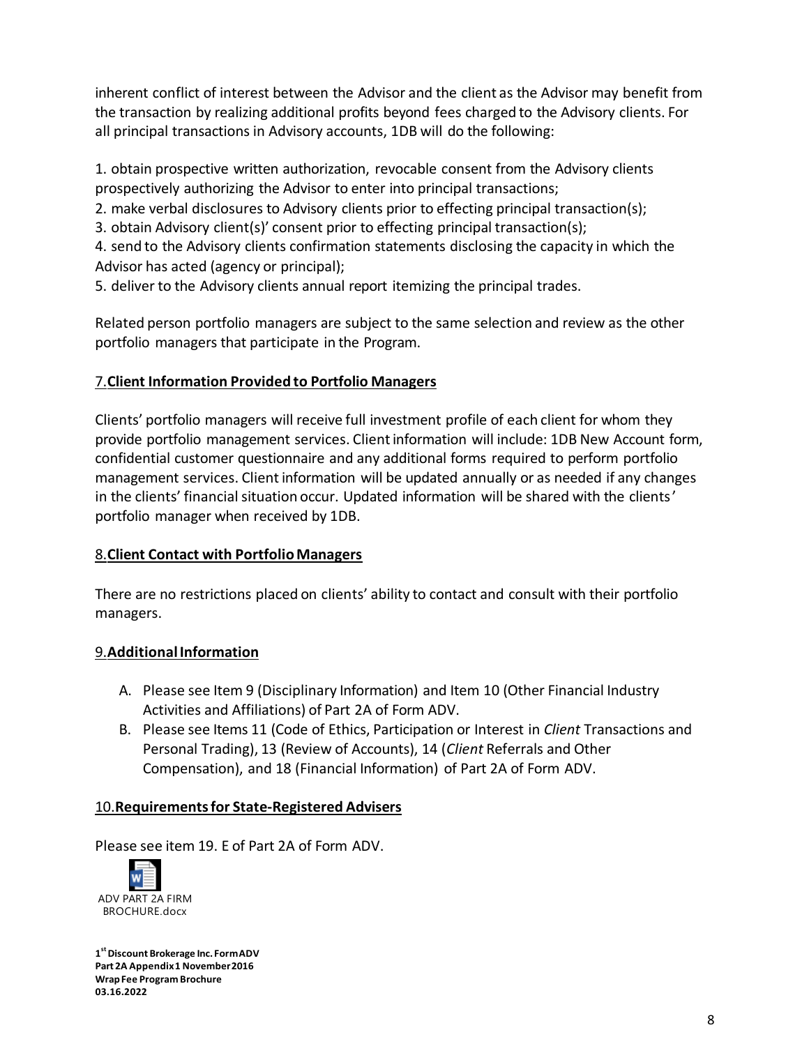inherent conflict of interest between the Advisor and the client as the Advisor may benefit from the transaction by realizing additional profits beyond fees charged to the Advisory clients. For all principal transactions in Advisory accounts, 1DB will do the following:

1. obtain prospective written authorization, revocable consent from the Advisory clients prospectively authorizing the Advisor to enter into principal transactions;
2. make verbal disclosures to Advisory clients prior to effecting principal transaction(s);
3. obtain Advisory client(s)' consent prior to effecting principal transaction(s);
4. send to the Advisory clients confirmation statements disclosing the capacity in which the Advisor has acted (agency or principal);
5. deliver to the Advisory clients annual report itemizing the principal trades.

Related person portfolio managers are subject to the same selection and review as the other portfolio managers that participate in the Program.

## 7. **Client Information Provided to Portfolio Managers**

Clients' portfolio managers will receive full investment profile of each client for whom they provide portfolio management services. Client information will include: 1DB New Account form, confidential customer questionnaire and any additional forms required to perform portfolio management services. Client information will be updated annually or as needed if any changes in the clients' financial situation occur. Updated information will be shared with the clients' portfolio manager when received by 1DB.

## 8. **Client Contact with Portfolio Managers**

There are no restrictions placed on clients' ability to contact and consult with their portfolio managers.

## 9. **Additional Information**

A. Please see Item 9 (Disciplinary Information) and Item 10 (Other Financial Industry Activities and Affiliations) of Part 2A of Form ADV.
B. Please see Items 11 (Code of Ethics, Participation or Interest in *Client* Transactions and Personal Trading), 13 (Review of Accounts), 14 (*Client* Referrals and Other Compensation), and 18 (Financial Information) of Part 2A of Form ADV.

## 10. **Requirements for State-Registered Advisers**

Please see item 19. E of Part 2A of Form ADV.

ADV PART 2A FIRM BROCHURE.docx

**1st Discount Brokerage Inc. Form ADV Part 2A Appendix 1 November 2016 Wrap Fee Program Brochure 03.16.2022**